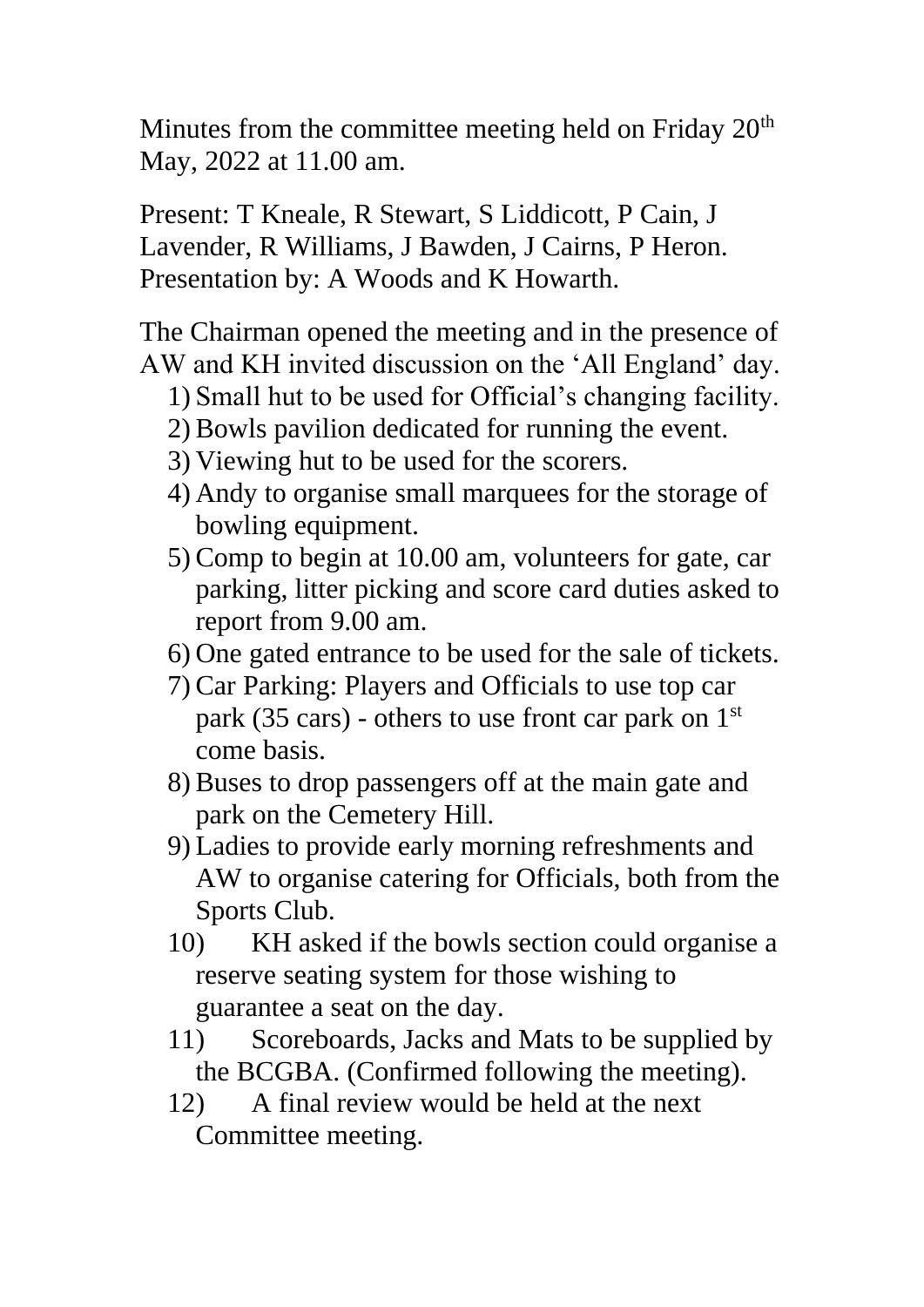Minutes from the committee meeting held on Friday 20th May, 2022 at 11.00 am.

Present: T Kneale, R Stewart, S Liddicott, P Cain, J Lavender, R Williams, J Bawden, J Cairns, P Heron. Presentation by: A Woods and K Howarth.

The Chairman opened the meeting and in the presence of AW and KH invited discussion on the 'All England' day.

1) Small hut to be used for Official's changing facility.
2) Bowls pavilion dedicated for running the event.
3) Viewing hut to be used for the scorers.
4) Andy to organise small marquees for the storage of bowling equipment.
5) Comp to begin at 10.00 am, volunteers for gate, car parking, litter picking and score card duties asked to report from 9.00 am.
6) One gated entrance to be used for the sale of tickets.
7) Car Parking: Players and Officials to use top car park (35 cars) - others to use front car park on 1st come basis.
8) Buses to drop passengers off at the main gate and park on the Cemetery Hill.
9) Ladies to provide early morning refreshments and AW to organise catering for Officials, both from the Sports Club.
10) KH asked if the bowls section could organise a reserve seating system for those wishing to guarantee a seat on the day.
11) Scoreboards, Jacks and Mats to be supplied by the BCGBA. (Confirmed following the meeting).
12) A final review would be held at the next Committee meeting.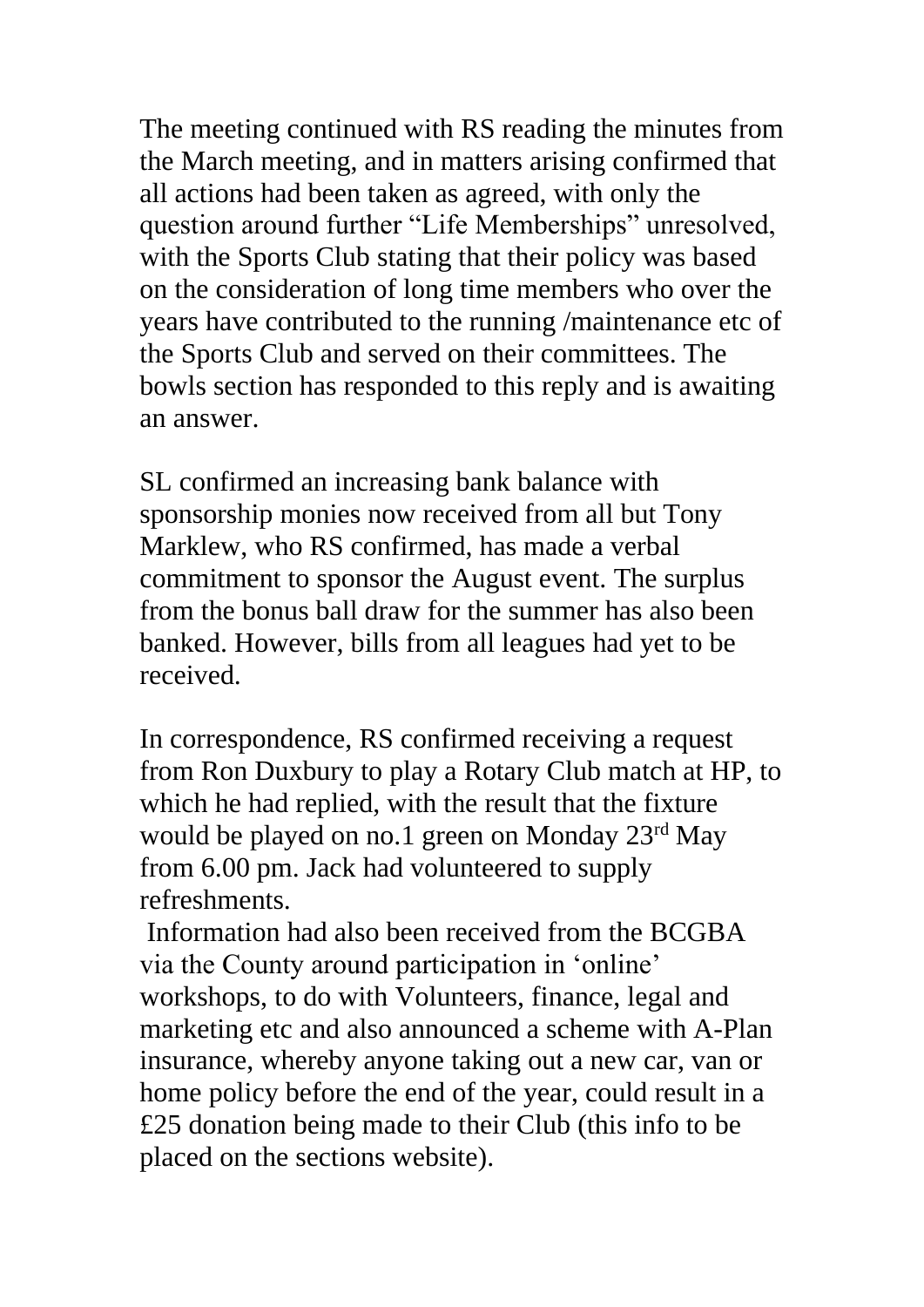The meeting continued with RS reading the minutes from the March meeting, and in matters arising confirmed that all actions had been taken as agreed, with only the question around further "Life Memberships" unresolved, with the Sports Club stating that their policy was based on the consideration of long time members who over the years have contributed to the running /maintenance etc of the Sports Club and served on their committees. The bowls section has responded to this reply and is awaiting an answer.

SL confirmed an increasing bank balance with sponsorship monies now received from all but Tony Marklew, who RS confirmed, has made a verbal commitment to sponsor the August event. The surplus from the bonus ball draw for the summer has also been banked. However, bills from all leagues had yet to be received.

In correspondence, RS confirmed receiving a request from Ron Duxbury to play a Rotary Club match at HP, to which he had replied, with the result that the fixture would be played on no.1 green on Monday 23rd May from 6.00 pm. Jack had volunteered to supply refreshments.

Information had also been received from the BCGBA via the County around participation in 'online' workshops, to do with Volunteers, finance, legal and marketing etc and also announced a scheme with A-Plan insurance, whereby anyone taking out a new car, van or home policy before the end of the year, could result in a £25 donation being made to their Club (this info to be placed on the sections website).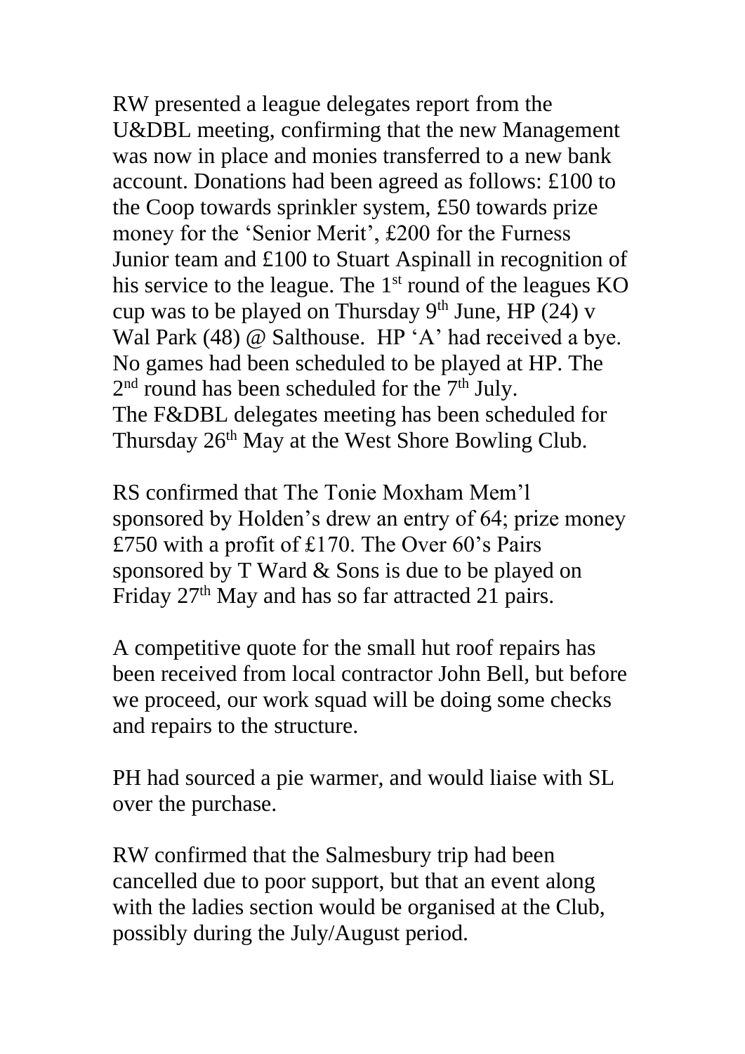RW presented a league delegates report from the U&DBL meeting, confirming that the new Management was now in place and monies transferred to a new bank account. Donations had been agreed as follows: £100 to the Coop towards sprinkler system, £50 towards prize money for the 'Senior Merit', £200 for the Furness Junior team and £100 to Stuart Aspinall in recognition of his service to the league. The 1st round of the leagues KO cup was to be played on Thursday 9th June, HP (24) v Wal Park (48) @ Salthouse. HP 'A' had received a bye. No games had been scheduled to be played at HP. The 2nd round has been scheduled for the 7th July.
The F&DBL delegates meeting has been scheduled for Thursday 26th May at the West Shore Bowling Club.

RS confirmed that The Tonie Moxham Mem'l sponsored by Holden's drew an entry of 64; prize money £750 with a profit of £170. The Over 60's Pairs sponsored by T Ward & Sons is due to be played on Friday 27th May and has so far attracted 21 pairs.

A competitive quote for the small hut roof repairs has been received from local contractor John Bell, but before we proceed, our work squad will be doing some checks and repairs to the structure.

PH had sourced a pie warmer, and would liaise with SL over the purchase.

RW confirmed that the Salmesbury trip had been cancelled due to poor support, but that an event along with the ladies section would be organised at the Club, possibly during the July/August period.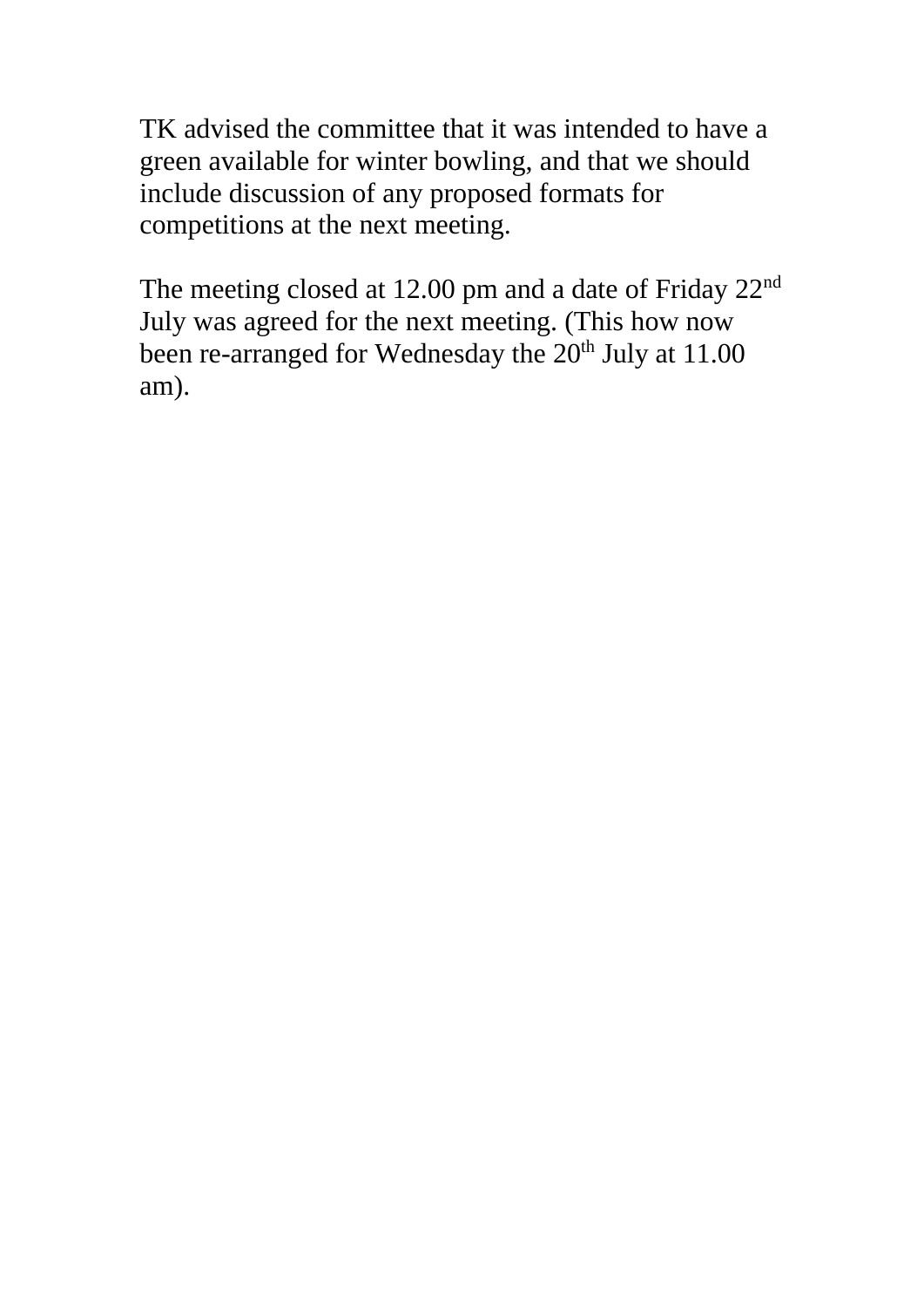TK advised the committee that it was intended to have a green available for winter bowling, and that we should include discussion of any proposed formats for competitions at the next meeting.

The meeting closed at 12.00 pm and a date of Friday 22nd July was agreed for the next meeting. (This how now been re-arranged for Wednesday the 20th July at 11.00 am).